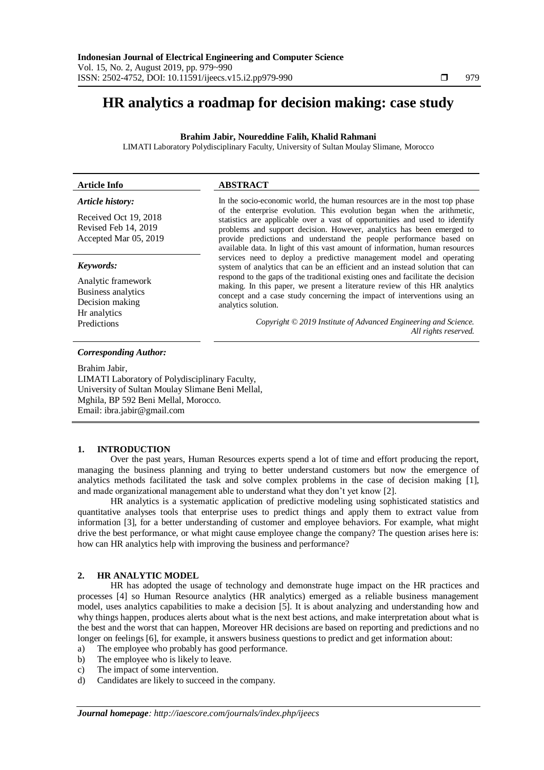# HR analytics a roadmap for decision making: case study

**Brahim Jabir, Noureddine Falih, Khalid Rahmani**

LIMATI Laboratory Polydisciplinary Faculty, University of Sultan Moulay Slimane, Morocco

**Article Info**

*Article history:*

Received Oct 19, 2018
Revised Feb 14, 2019
Accepted Mar 05, 2019

*Keywords:*

Analytic framework
Business analytics
Decision making
Hr analytics
Predictions

**ABSTRACT**

In the socio-economic world, the human resources are in the most top phase of the enterprise evolution. This evolution began when the arithmetic, statistics are applicable over a vast of opportunities and used to identify problems and support decision. However, analytics has been emerged to provide predictions and understand the people performance based on available data. In light of this vast amount of information, human resources services need to deploy a predictive management model and operating system of analytics that can be an efficient and an instead solution that can respond to the gaps of the traditional existing ones and facilitate the decision making. In this paper, we present a literature review of this HR analytics concept and a case study concerning the impact of interventions using an analytics solution.

*Copyright © 2019 Institute of Advanced Engineering and Science. All rights reserved.*

***Corresponding Author:***

Brahim Jabir,
LIMATI Laboratory of Polydisciplinary Faculty,
University of Sultan Moulay Slimane Beni Mellal,
Mghila, BP 592 Beni Mellal, Morocco.
Email: ibra.jabir@gmail.com

## 1. INTRODUCTION

Over the past years, Human Resources experts spend a lot of time and effort producing the report, managing the business planning and trying to better understand customers but now the emergence of analytics methods facilitated the task and solve complex problems in the case of decision making [1], and made organizational management able to understand what they don't yet know [2].

HR analytics is a systematic application of predictive modeling using sophisticated statistics and quantitative analyses tools that enterprise uses to predict things and apply them to extract value from information [3], for a better understanding of customer and employee behaviors. For example, what might drive the best performance, or what might cause employee change the company? The question arises here is: how can HR analytics help with improving the business and performance?

## 2. HR ANALYTIC MODEL

HR has adopted the usage of technology and demonstrate huge impact on the HR practices and processes [4] so Human Resource analytics (HR analytics) emerged as a reliable business management model, uses analytics capabilities to make a decision [5]. It is about analyzing and understanding how and why things happen, produces alerts about what is the next best actions, and make interpretation about what is the best and the worst that can happen, Moreover HR decisions are based on reporting and predictions and no longer on feelings [6], for example, it answers business questions to predict and get information about:

a) The employee who probably has good performance.
b) The employee who is likely to leave.
c) The impact of some intervention.
d) Candidates are likely to succeed in the company.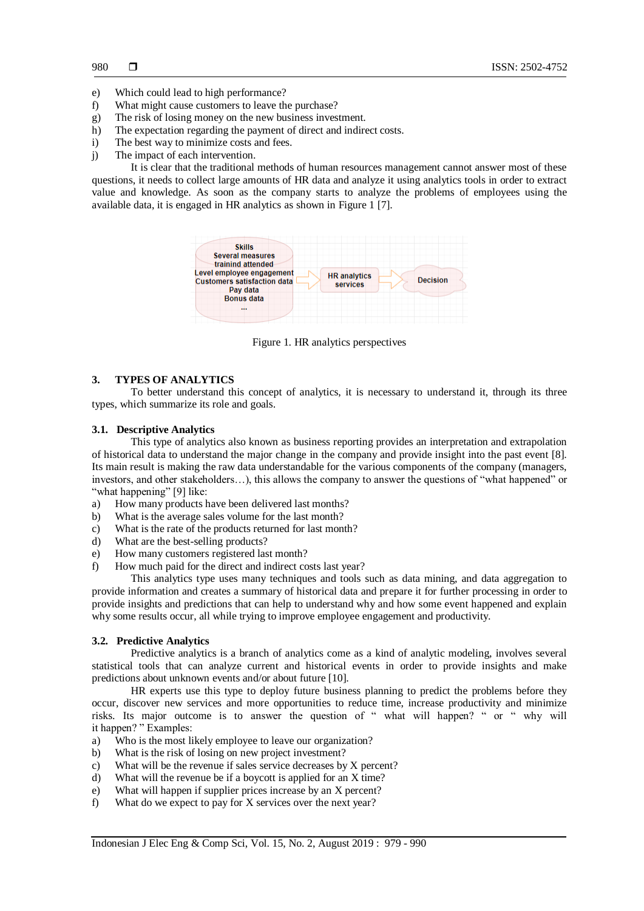e) Which could lead to high performance?
f) What might cause customers to leave the purchase?
g) The risk of losing money on the new business investment.
h) The expectation regarding the payment of direct and indirect costs.
i) The best way to minimize costs and fees.
j) The impact of each intervention.

It is clear that the traditional methods of human resources management cannot answer most of these questions, it needs to collect large amounts of HR data and analyze it using analytics tools in order to extract value and knowledge. As soon as the company starts to analyze the problems of employees using the available data, it is engaged in HR analytics as shown in Figure 1 [7].

Figure 1. HR analytics perspectives

## 3. TYPES OF ANALYTICS

To better understand this concept of analytics, it is necessary to understand it, through its three types, which summarize its role and goals.

### 3.1. Descriptive Analytics

This type of analytics also known as business reporting provides an interpretation and extrapolation of historical data to understand the major change in the company and provide insight into the past event [8]. Its main result is making the raw data understandable for the various components of the company (managers, investors, and other stakeholders…), this allows the company to answer the questions of "what happened" or "what happening" [9] like:

a) How many products have been delivered last months?
b) What is the average sales volume for the last month?
c) What is the rate of the products returned for last month?
d) What are the best-selling products?
e) How many customers registered last month?
f) How much paid for the direct and indirect costs last year?

This analytics type uses many techniques and tools such as data mining, and data aggregation to provide information and creates a summary of historical data and prepare it for further processing in order to provide insights and predictions that can help to understand why and how some event happened and explain why some results occur, all while trying to improve employee engagement and productivity.

### 3.2. Predictive Analytics

Predictive analytics is a branch of analytics come as a kind of analytic modeling, involves several statistical tools that can analyze current and historical events in order to provide insights and make predictions about unknown events and/or about future [10].

HR experts use this type to deploy future business planning to predict the problems before they occur, discover new services and more opportunities to reduce time, increase productivity and minimize risks. Its major outcome is to answer the question of " what will happen? " or " why will it happen? " Examples:

a) Who is the most likely employee to leave our organization?
b) What is the risk of losing on new project investment?
c) What will be the revenue if sales service decreases by X percent?
d) What will the revenue be if a boycott is applied for an X time?
e) What will happen if supplier prices increase by an X percent?
f) What do we expect to pay for X services over the next year?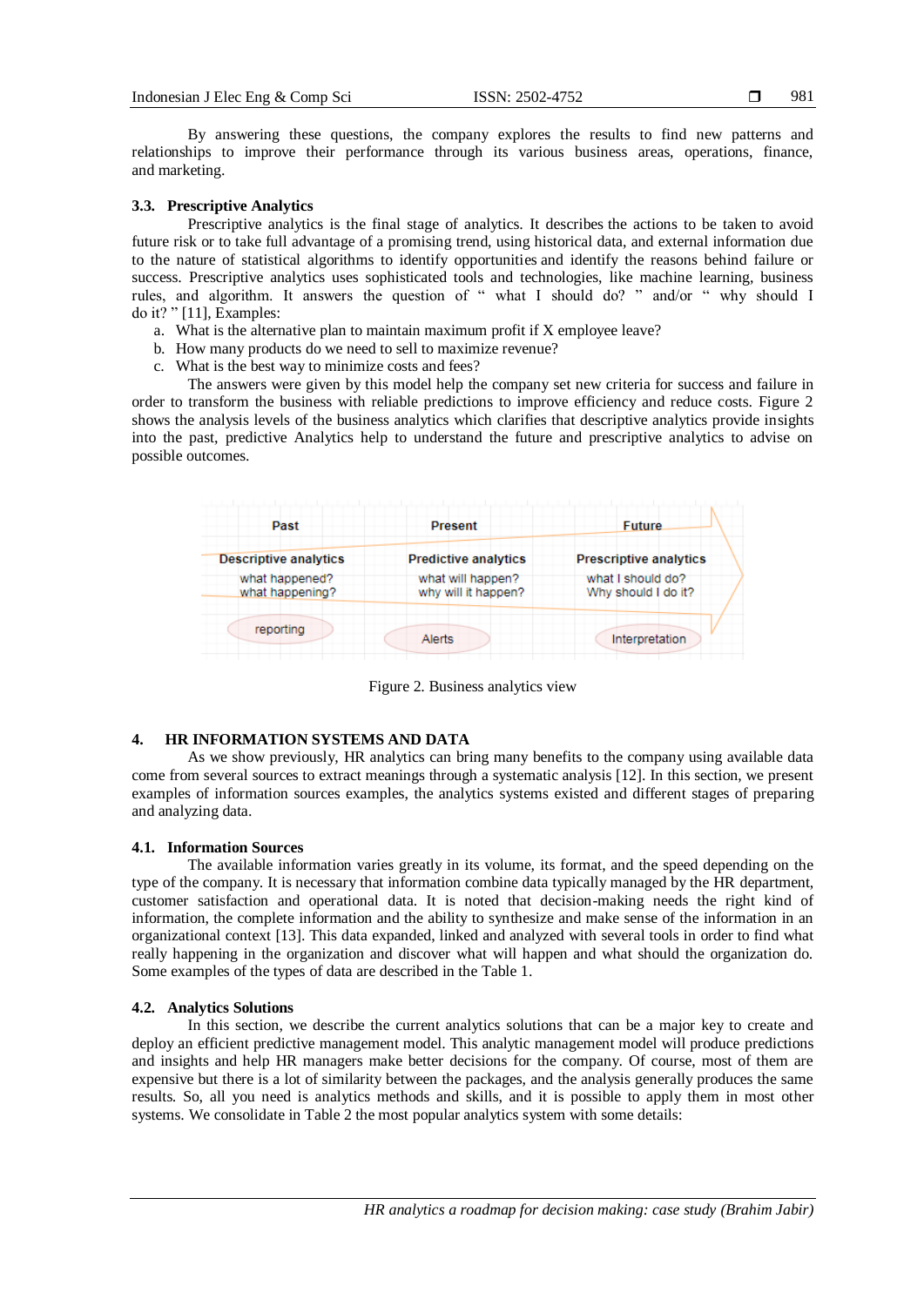By answering these questions, the company explores the results to find new patterns and relationships to improve their performance through its various business areas, operations, finance, and marketing.

### 3.3. Prescriptive Analytics

Prescriptive analytics is the final stage of analytics. It describes the actions to be taken to avoid future risk or to take full advantage of a promising trend, using historical data, and external information due to the nature of statistical algorithms to identify opportunities and identify the reasons behind failure or success. Prescriptive analytics uses sophisticated tools and technologies, like machine learning, business rules, and algorithm. It answers the question of " what I should do? " and/or " why should I do it? " [11], Examples:

a. What is the alternative plan to maintain maximum profit if X employee leave?
b. How many products do we need to sell to maximize revenue?
c. What is the best way to minimize costs and fees?

The answers were given by this model help the company set new criteria for success and failure in order to transform the business with reliable predictions to improve efficiency and reduce costs. Figure 2 shows the analysis levels of the business analytics which clarifies that descriptive analytics provide insights into the past, predictive Analytics help to understand the future and prescriptive analytics to advise on possible outcomes.

| Past | Present | Future |
|---|---|---|
| Descriptive analytics | Predictive analytics | Prescriptive analytics |
| what happened? what happening? | what will happen? why will it happen? | what I should do? Why should I do it? |
| reporting | Alerts | Interpretation |

Figure 2. Business analytics view

## 4. HR INFORMATION SYSTEMS AND DATA

As we show previously, HR analytics can bring many benefits to the company using available data come from several sources to extract meanings through a systematic analysis [12]. In this section, we present examples of information sources examples, the analytics systems existed and different stages of preparing and analyzing data.

### 4.1. Information Sources

The available information varies greatly in its volume, its format, and the speed depending on the type of the company. It is necessary that information combine data typically managed by the HR department, customer satisfaction and operational data. It is noted that decision-making needs the right kind of information, the complete information and the ability to synthesize and make sense of the information in an organizational context [13]. This data expanded, linked and analyzed with several tools in order to find what really happening in the organization and discover what will happen and what should the organization do. Some examples of the types of data are described in the Table 1.

### 4.2. Analytics Solutions

In this section, we describe the current analytics solutions that can be a major key to create and deploy an efficient predictive management model. This analytic management model will produce predictions and insights and help HR managers make better decisions for the company. Of course, most of them are expensive but there is a lot of similarity between the packages, and the analysis generally produces the same results. So, all you need is analytics methods and skills, and it is possible to apply them in most other systems. We consolidate in Table 2 the most popular analytics system with some details: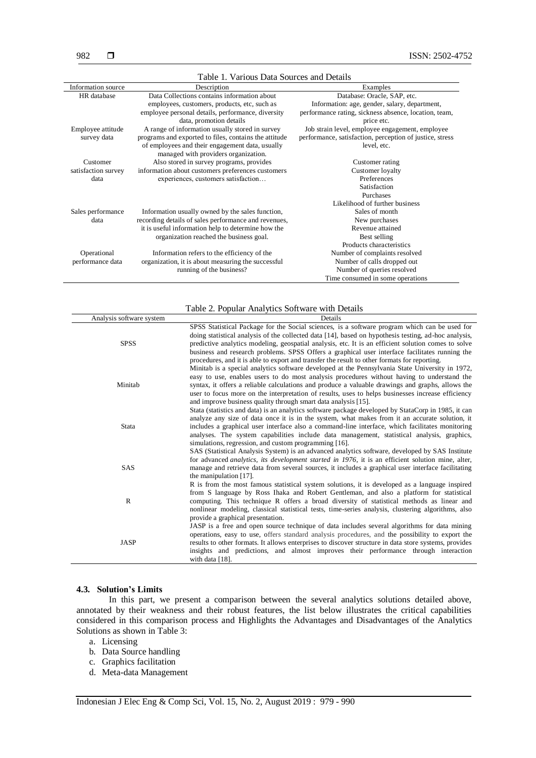Table 1. Various Data Sources and Details

| Information source | Description | Examples |
|---|---|---|
| HR database | Data Collections contains information about employees, customers, products, etc, such as employee personal details, performance, diversity data, promotion details | Database: Oracle, SAP, etc. Information: age, gender, salary, department, performance rating, sickness absence, location, team, price etc. |
| Employee attitude survey data | A range of information usually stored in survey programs and exported to files, contains the attitude of employees and their engagement data, usually managed with providers organization. | Job strain level, employee engagement, employee performance, satisfaction, perception of justice, stress level, etc. |
| Customer satisfaction survey data | Also stored in survey programs, provides information about customers preferences customers experiences, customers satisfaction… | Customer rating<br>Customer loyalty<br>Preferences<br>Satisfaction<br>Purchases<br>Likelihood of further business |
| Sales performance data | Information usually owned by the sales function, recording details of sales performance and revenues, it is useful information help to determine how the organization reached the business goal. | Sales of month<br>New purchases<br>Revenue attained<br>Best selling<br>Products characteristics |
| Operational performance data | Information refers to the efficiency of the organization, it is about measuring the successful running of the business? | Number of complaints resolved<br>Number of calls dropped out<br>Number of queries resolved<br>Time consumed in some operations |

Table 2. Popular Analytics Software with Details

| Analysis software system | Details |
|---|---|
| SPSS | SPSS Statistical Package for the Social sciences, is a software program which can be used for doing statistical analysis of the collected data [14], based on hypothesis testing, ad-hoc analysis, predictive analytics modeling, geospatial analysis, etc. It is an efficient solution comes to solve business and research problems. SPSS Offers a graphical user interface facilitates running the procedures, and it is able to export and transfer the result to other formats for reporting. |
| Minitab | Minitab is a special analytics software developed at the Pennsylvania State University in 1972, easy to use, enables users to do most analysis procedures without having to understand the syntax, it offers a reliable calculations and produce a valuable drawings and graphs, allows the user to focus more on the interpretation of results, uses to helps businesses increase efficiency and improve business quality through smart data analysis [15]. |
| Stata | Stata (statistics and data) is an analytics software package developed by StataCorp in 1985, it can analyze any size of data once it is in the system, what makes from it an accurate solution, it includes a graphical user interface also a command-line interface, which facilitates monitoring analyses. The system capabilities include data management, statistical analysis, graphics, simulations, regression, and custom programming [16]. |
| SAS | SAS (Statistical Analysis System) is an advanced analytics software, developed by SAS Institute for advanced *analytics, its development started in 1976*, it is an efficient solution mine, alter, manage and retrieve data from several sources, it includes a graphical user interface facilitating the manipulation [17]. |
| R | R is from the most famous statistical system solutions, it is developed as a language inspired from S language by Ross Ihaka and Robert Gentleman, and also a platform for statistical computing. This technique R offers a broad diversity of statistical methods as linear and nonlinear modeling, classical statistical tests, time-series analysis, clustering algorithms, also provide a graphical presentation. |
| JASP | JASP is a free and open source technique of data includes several algorithms for data mining operations, easy to use, offers standard analysis procedures, and the possibility to export the results to other formats. It allows enterprises to discover structure in data store systems, provides insights and predictions, and almost improves their performance through interaction with data [18]. |

### 4.3. Solution's Limits

In this part, we present a comparison between the several analytics solutions detailed above, annotated by their weakness and their robust features, the list below illustrates the critical capabilities considered in this comparison process and Highlights the Advantages and Disadvantages of the Analytics Solutions as shown in Table 3:

a. Licensing
b. Data Source handling
c. Graphics facilitation
d. Meta-data Management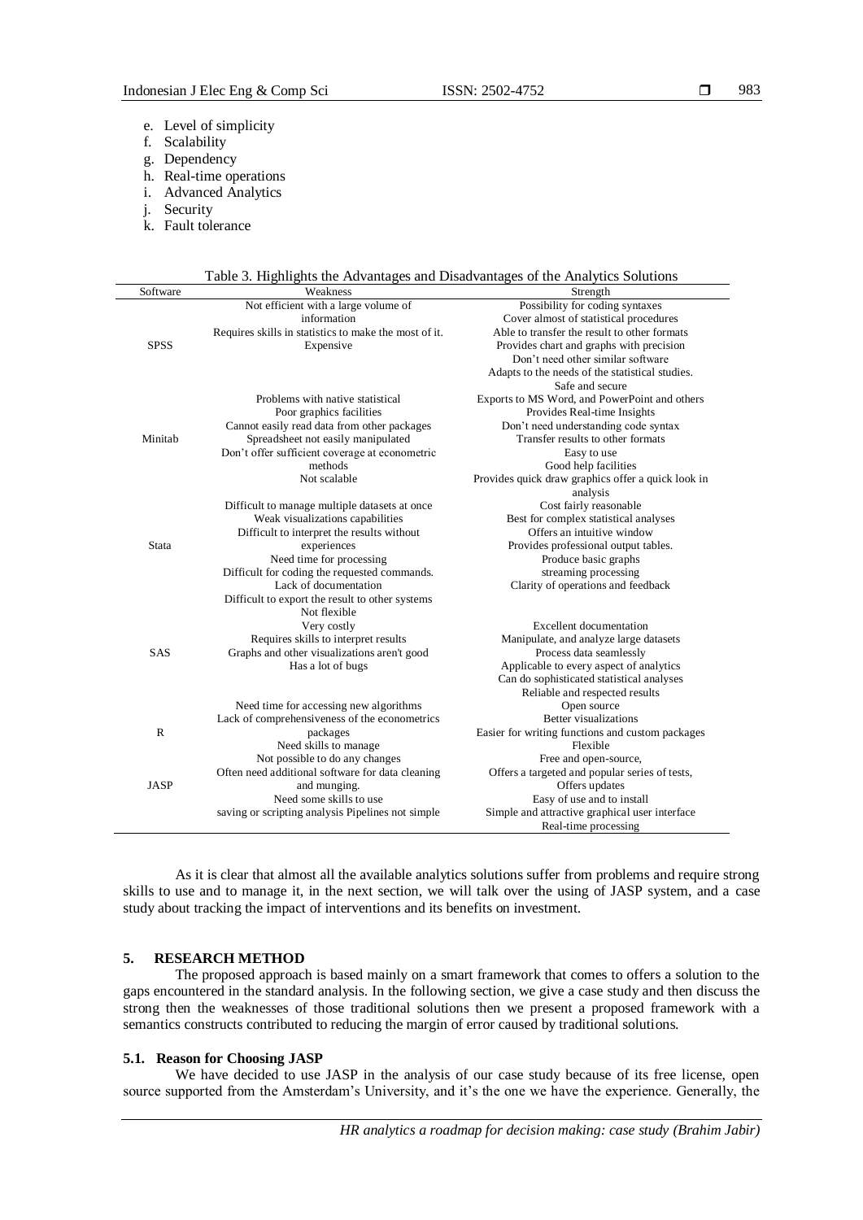e. Level of simplicity
f. Scalability
g. Dependency
h. Real-time operations
i. Advanced Analytics
j. Security
k. Fault tolerance

Table 3. Highlights the Advantages and Disadvantages of the Analytics Solutions

| Software | Weakness | Strength |
|---|---|---|
| SPSS | Not efficient with a large volume of information<br>Requires skills in statistics to make the most of it.<br>Expensive | Possibility for coding syntaxes<br>Cover almost of statistical procedures<br>Able to transfer the result to other formats<br>Provides chart and graphs with precision<br>Don't need other similar software<br>Adapts to the needs of the statistical studies.<br>Safe and secure |
| Minitab | Problems with native statistical<br>Poor graphics facilities<br>Cannot easily read data from other packages<br>Spreadsheet not easily manipulated<br>Don't offer sufficient coverage at econometric methods<br>Not scalable | Exports to MS Word, and PowerPoint and others<br>Provides Real-time Insights<br>Don't need understanding code syntax<br>Transfer results to other formats<br>Easy to use<br>Good help facilities<br>Provides quick draw graphics offer a quick look in analysis |
| Stata | Difficult to manage multiple datasets at once<br>Weak visualizations capabilities<br>Difficult to interpret the results without experiences<br>Need time for processing<br>Difficult for coding the requested commands.<br>Lack of documentation<br>Difficult to export the result to other systems<br>Not flexible | Cost fairly reasonable<br>Best for complex statistical analyses<br>Offers an intuitive window<br>Provides professional output tables.<br>Produce basic graphs<br>streaming processing<br>Clarity of operations and feedback |
| SAS | Very costly<br>Requires skills to interpret results<br>Graphs and other visualizations aren't good<br>Has a lot of bugs | Excellent documentation<br>Manipulate, and analyze large datasets<br>Process data seamlessly<br>Applicable to every aspect of analytics<br>Can do sophisticated statistical analyses<br>Reliable and respected results |
| R | Need time for accessing new algorithms<br>Lack of comprehensiveness of the econometrics packages<br>Need skills to manage | Open source<br>Better visualizations<br>Easier for writing functions and custom packages<br>Flexible |
| JASP | Not possible to do any changes<br>Often need additional software for data cleaning and munging.<br>Need some skills to use<br>saving or scripting analysis Pipelines not simple | Free and open-source,<br>Offers a targeted and popular series of tests,<br>Offers updates<br>Easy of use and to install<br>Simple and attractive graphical user interface<br>Real-time processing |

As it is clear that almost all the available analytics solutions suffer from problems and require strong skills to use and to manage it, in the next section, we will talk over the using of JASP system, and a case study about tracking the impact of interventions and its benefits on investment.

## 5. RESEARCH METHOD

The proposed approach is based mainly on a smart framework that comes to offers a solution to the gaps encountered in the standard analysis. In the following section, we give a case study and then discuss the strong then the weaknesses of those traditional solutions then we present a proposed framework with a semantics constructs contributed to reducing the margin of error caused by traditional solutions.

### 5.1. Reason for Choosing JASP

We have decided to use JASP in the analysis of our case study because of its free license, open source supported from the Amsterdam's University, and it's the one we have the experience. Generally, the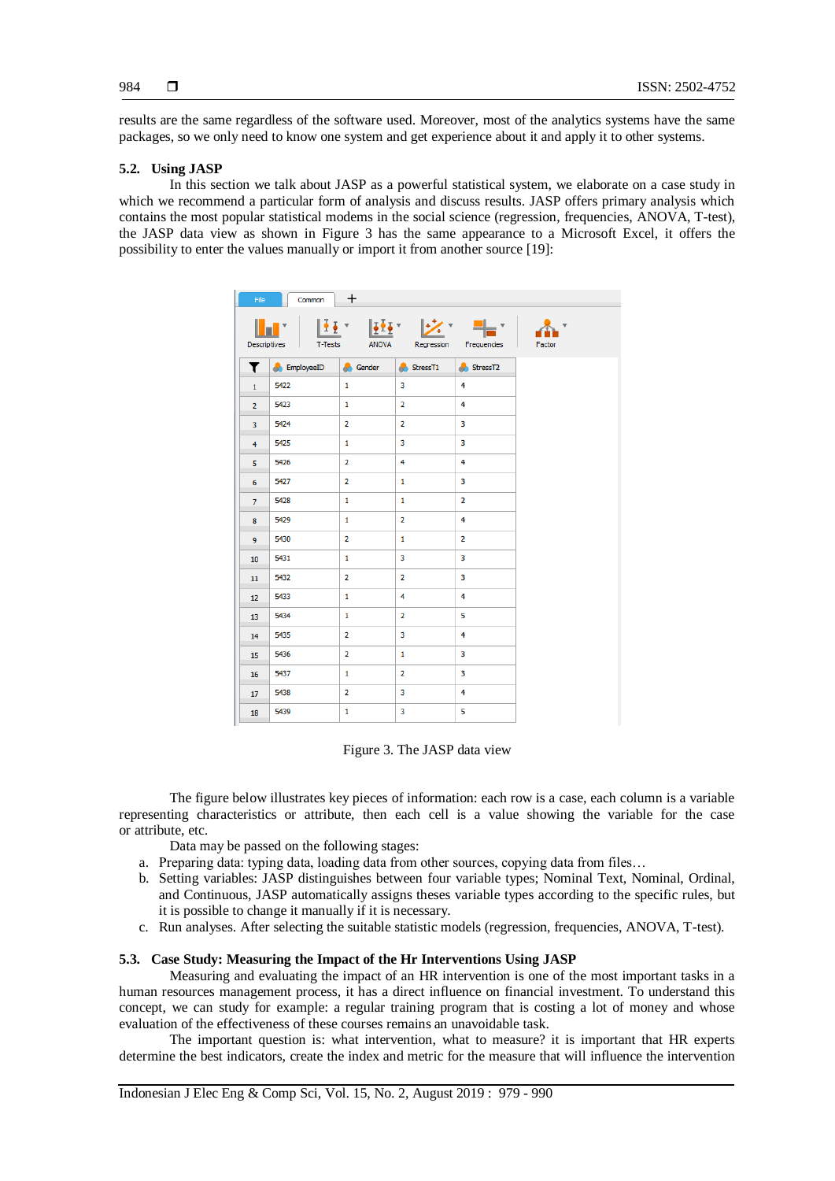results are the same regardless of the software used. Moreover, most of the analytics systems have the same packages, so we only need to know one system and get experience about it and apply it to other systems.

### 5.2. Using JASP

In this section we talk about JASP as a powerful statistical system, we elaborate on a case study in which we recommend a particular form of analysis and discuss results. JASP offers primary analysis which contains the most popular statistical modems in the social science (regression, frequencies, ANOVA, T-test), the JASP data view as shown in Figure 3 has the same appearance to a Microsoft Excel, it offers the possibility to enter the values manually or import it from another source [19]:

| | EmployeeID | Gender | StressT1 | StressT2 |
|---|---|---|---|---|
| 1 | 5422 | 1 | 3 | 4 |
| 2 | 5423 | 1 | 2 | 4 |
| 3 | 5424 | 2 | 2 | 3 |
| 4 | 5425 | 1 | 3 | 3 |
| 5 | 5426 | 2 | 4 | 4 |
| 6 | 5427 | 2 | 1 | 3 |
| 7 | 5428 | 1 | 1 | 2 |
| 8 | 5429 | 1 | 2 | 4 |
| 9 | 5430 | 2 | 1 | 2 |
| 10 | 5431 | 1 | 3 | 3 |
| 11 | 5432 | 2 | 2 | 3 |
| 12 | 5433 | 1 | 4 | 4 |
| 13 | 5434 | 1 | 2 | 5 |
| 14 | 5435 | 2 | 3 | 4 |
| 15 | 5436 | 2 | 1 | 3 |
| 16 | 5437 | 1 | 2 | 3 |
| 17 | 5438 | 2 | 3 | 4 |
| 18 | 5439 | 1 | 3 | 5 |

Figure 3. The JASP data view

The figure below illustrates key pieces of information: each row is a case, each column is a variable representing characteristics or attribute, then each cell is a value showing the variable for the case or attribute, etc.

Data may be passed on the following stages:

a. Preparing data: typing data, loading data from other sources, copying data from files…
b. Setting variables: JASP distinguishes between four variable types; Nominal Text, Nominal, Ordinal, and Continuous, JASP automatically assigns theses variable types according to the specific rules, but it is possible to change it manually if it is necessary.
c. Run analyses. After selecting the suitable statistic models (regression, frequencies, ANOVA, T-test).

### 5.3. Case Study: Measuring the Impact of the Hr Interventions Using JASP

Measuring and evaluating the impact of an HR intervention is one of the most important tasks in a human resources management process, it has a direct influence on financial investment. To understand this concept, we can study for example: a regular training program that is costing a lot of money and whose evaluation of the effectiveness of these courses remains an unavoidable task.

The important question is: what intervention, what to measure? it is important that HR experts determine the best indicators, create the index and metric for the measure that will influence the intervention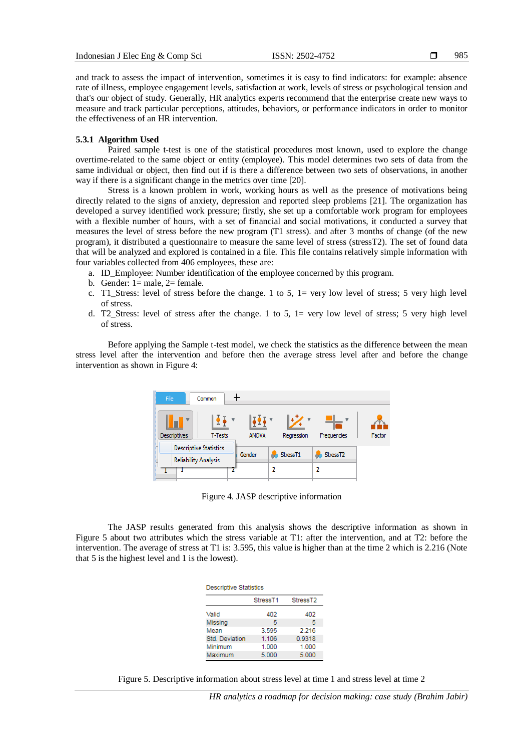and track to assess the impact of intervention, sometimes it is easy to find indicators: for example: absence rate of illness, employee engagement levels, satisfaction at work, levels of stress or psychological tension and that's our object of study. Generally, HR analytics experts recommend that the enterprise create new ways to measure and track particular perceptions, attitudes, behaviors, or performance indicators in order to monitor the effectiveness of an HR intervention.

#### 5.3.1 Algorithm Used

Paired sample t-test is one of the statistical procedures most known, used to explore the change overtime-related to the same object or entity (employee). This model determines two sets of data from the same individual or object, then find out if is there a difference between two sets of observations, in another way if there is a significant change in the metrics over time [20].

Stress is a known problem in work, working hours as well as the presence of motivations being directly related to the signs of anxiety, depression and reported sleep problems [21]. The organization has developed a survey identified work pressure; firstly, she set up a comfortable work program for employees with a flexible number of hours, with a set of financial and social motivations, it conducted a survey that measures the level of stress before the new program (T1 stress). and after 3 months of change (of the new program), it distributed a questionnaire to measure the same level of stress (stressT2). The set of found data that will be analyzed and explored is contained in a file. This file contains relatively simple information with four variables collected from 406 employees, these are:

a. ID_Employee: Number identification of the employee concerned by this program.
b. Gender: 1= male, 2= female.
c. T1_Stress: level of stress before the change. 1 to 5, 1= very low level of stress; 5 very high level of stress.
d. T2_Stress: level of stress after the change. 1 to 5, 1= very low level of stress; 5 very high level of stress.

Before applying the Sample t-test model, we check the statistics as the difference between the mean stress level after the intervention and before then the average stress level after and before the change intervention as shown in Figure 4:

Figure 4. JASP descriptive information

The JASP results generated from this analysis shows the descriptive information as shown in Figure 5 about two attributes which the stress variable at T1: after the intervention, and at T2: before the intervention. The average of stress at T1 is: 3.595, this value is higher than at the time 2 which is 2.216 (Note that 5 is the highest level and 1 is the lowest).

Descriptive Statistics

| | StressT1 | StressT2 |
|---|---|---|
| Valid | 402 | 402 |
| Missing | 5 | 5 |
| Mean | 3.595 | 2.216 |
| Std. Deviation | 1.106 | 0.9318 |
| Minimum | 1.000 | 1.000 |
| Maximum | 5.000 | 5.000 |

Figure 5. Descriptive information about stress level at time 1 and stress level at time 2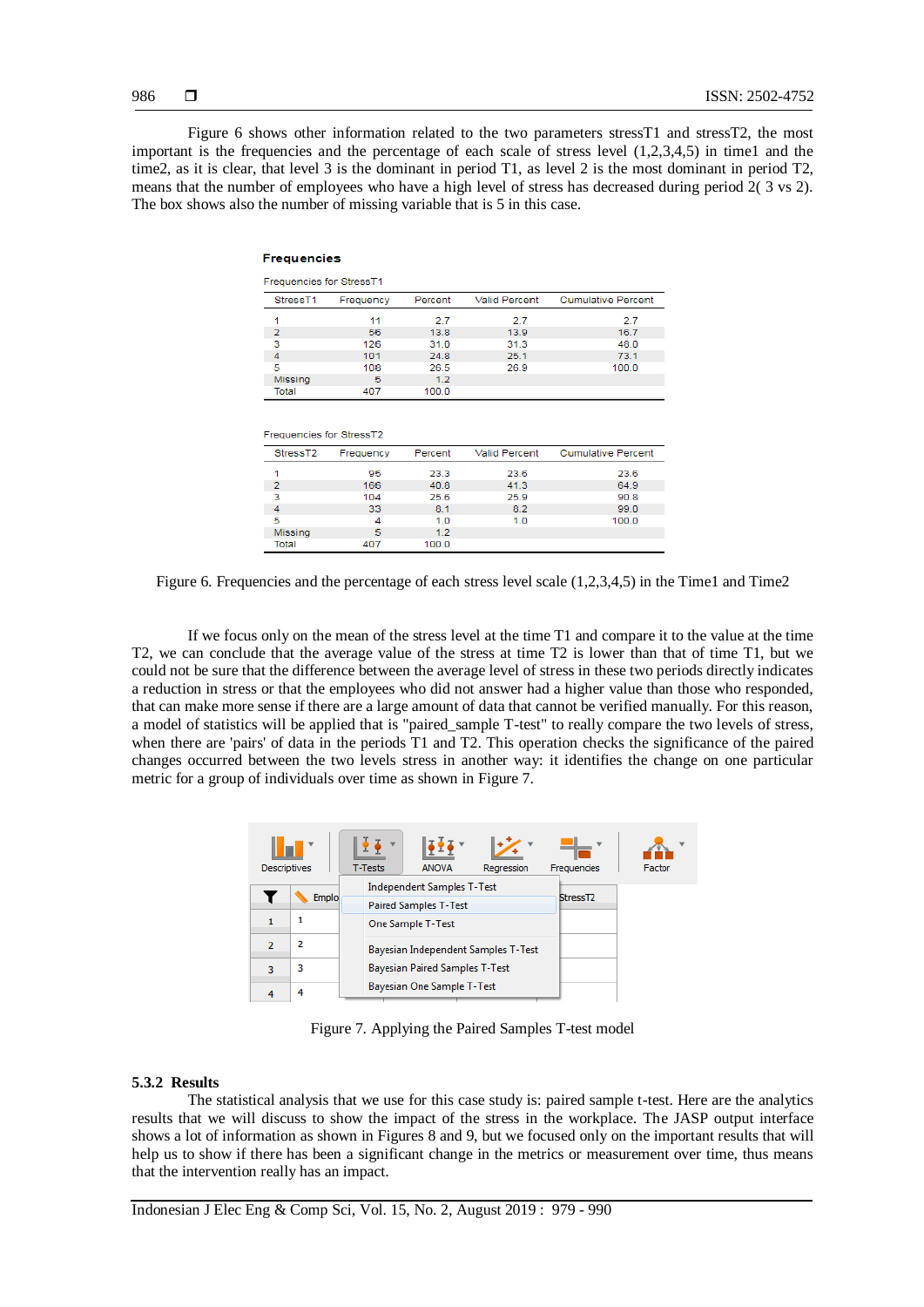Figure 6 shows other information related to the two parameters stressT1 and stressT2, the most important is the frequencies and the percentage of each scale of stress level (1,2,3,4,5) in time1 and the time2, as it is clear, that level 3 is the dominant in period T1, as level 2 is the most dominant in period T2, means that the number of employees who have a high level of stress has decreased during period 2( 3 vs 2). The box shows also the number of missing variable that is 5 in this case.

**Frequencies**

Frequencies for StressT1

| StressT1 | Frequency | Percent | Valid Percent | Cumulative Percent |
|---|---|---|---|---|
| 1 | 11 | 2.7 | 2.7 | 2.7 |
| 2 | 56 | 13.8 | 13.9 | 16.7 |
| 3 | 126 | 31.0 | 31.3 | 48.0 |
| 4 | 101 | 24.8 | 25.1 | 73.1 |
| 5 | 108 | 26.5 | 26.9 | 100.0 |
| Missing | 5 | 1.2 | | |
| Total | 407 | 100.0 | | |

Frequencies for StressT2

| StressT2 | Frequency | Percent | Valid Percent | Cumulative Percent |
|---|---|---|---|---|
| 1 | 95 | 23.3 | 23.6 | 23.6 |
| 2 | 166 | 40.8 | 41.3 | 64.9 |
| 3 | 104 | 25.6 | 25.9 | 90.8 |
| 4 | 33 | 8.1 | 8.2 | 99.0 |
| 5 | 4 | 1.0 | 1.0 | 100.0 |
| Missing | 5 | 1.2 | | |
| Total | 407 | 100.0 | | |

Figure 6. Frequencies and the percentage of each stress level scale (1,2,3,4,5) in the Time1 and Time2

If we focus only on the mean of the stress level at the time T1 and compare it to the value at the time T2, we can conclude that the average value of the stress at time T2 is lower than that of time T1, but we could not be sure that the difference between the average level of stress in these two periods directly indicates a reduction in stress or that the employees who did not answer had a higher value than those who responded, that can make more sense if there are a large amount of data that cannot be verified manually. For this reason, a model of statistics will be applied that is "paired_sample T-test" to really compare the two levels of stress, when there are 'pairs' of data in the periods T1 and T2. This operation checks the significance of the paired changes occurred between the two levels stress in another way: it identifies the change on one particular metric for a group of individuals over time as shown in Figure 7.

Figure 7. Applying the Paired Samples T-test model

### 5.3.2 Results

The statistical analysis that we use for this case study is: paired sample t-test. Here are the analytics results that we will discuss to show the impact of the stress in the workplace. The JASP output interface shows a lot of information as shown in Figures 8 and 9, but we focused only on the important results that will help us to show if there has been a significant change in the metrics or measurement over time, thus means that the intervention really has an impact.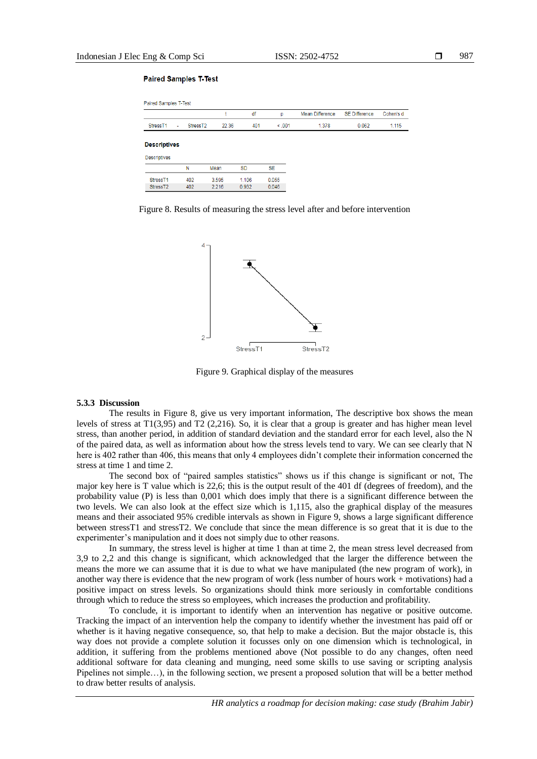**Paired Samples T-Test**

Paired Samples T-Test

| | | | t | df | p | Mean Difference | SE Difference | Cohen's d |
|---|---|---|---|---|---|---|---|---|
| StressT1 | - | StressT2 | 22.36 | 401 | < .001 | 1.378 | 0.062 | 1.115 |

**Descriptives**

Descriptives

| | N | Mean | SD | SE |
|---|---|---|---|---|
| StressT1 | 402 | 3.595 | 1.106 | 0.055 |
| StressT2 | 402 | 2.216 | 0.932 | 0.046 |

Figure 8. Results of measuring the stress level after and before intervention

Figure 9. Graphical display of the measures

### 5.3.3 Discussion

The results in Figure 8, give us very important information, The descriptive box shows the mean levels of stress at T1(3,95) and T2 (2,216). So, it is clear that a group is greater and has higher mean level stress, than another period, in addition of standard deviation and the standard error for each level, also the N of the paired data, as well as information about how the stress levels tend to vary. We can see clearly that N here is 402 rather than 406, this means that only 4 employees didn't complete their information concerned the stress at time 1 and time 2.

The second box of "paired samples statistics" shows us if this change is significant or not, The major key here is T value which is 22,6; this is the output result of the 401 df (degrees of freedom), and the probability value (P) is less than 0,001 which does imply that there is a significant difference between the two levels. We can also look at the effect size which is 1,115, also the graphical display of the measures means and their associated 95% credible intervals as shown in Figure 9, shows a large significant difference between stressT1 and stressT2. We conclude that since the mean difference is so great that it is due to the experimenter's manipulation and it does not simply due to other reasons.

In summary, the stress level is higher at time 1 than at time 2, the mean stress level decreased from 3,9 to 2,2 and this change is significant, which acknowledged that the larger the difference between the means the more we can assume that it is due to what we have manipulated (the new program of work), in another way there is evidence that the new program of work (less number of hours work + motivations) had a positive impact on stress levels. So organizations should think more seriously in comfortable conditions through which to reduce the stress so employees, which increases the production and profitability.

To conclude, it is important to identify when an intervention has negative or positive outcome. Tracking the impact of an intervention help the company to identify whether the investment has paid off or whether is it having negative consequence, so, that help to make a decision. But the major obstacle is, this way does not provide a complete solution it focusses only on one dimension which is technological, in addition, it suffering from the problems mentioned above (Not possible to do any changes, often need additional software for data cleaning and munging, need some skills to use saving or scripting analysis Pipelines not simple…), in the following section, we present a proposed solution that will be a better method to draw better results of analysis.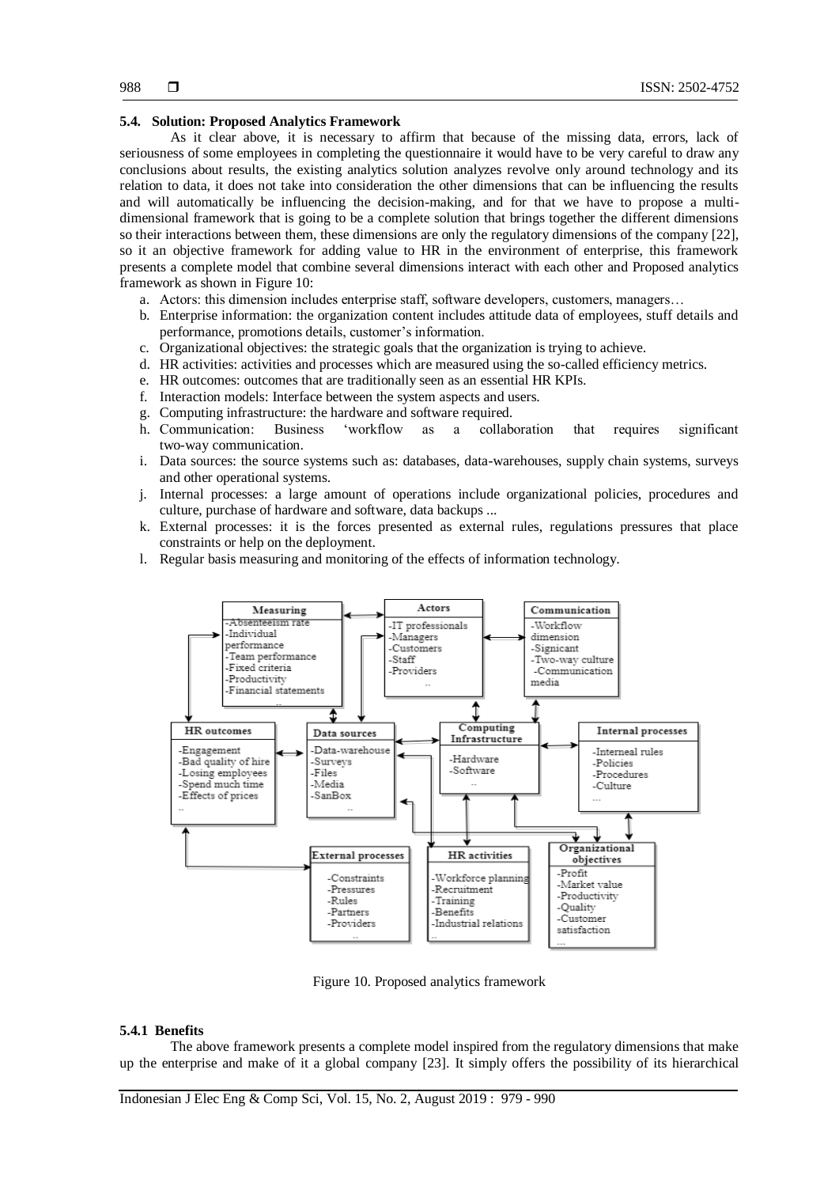### 5.4. Solution: Proposed Analytics Framework

As it clear above, it is necessary to affirm that because of the missing data, errors, lack of seriousness of some employees in completing the questionnaire it would have to be very careful to draw any conclusions about results, the existing analytics solution analyzes revolve only around technology and its relation to data, it does not take into consideration the other dimensions that can be influencing the results and will automatically be influencing the decision-making, and for that we have to propose a multi-dimensional framework that is going to be a complete solution that brings together the different dimensions so their interactions between them, these dimensions are only the regulatory dimensions of the company [22], so it an objective framework for adding value to HR in the environment of enterprise, this framework presents a complete model that combine several dimensions interact with each other and Proposed analytics framework as shown in Figure 10:

a. Actors: this dimension includes enterprise staff, software developers, customers, managers…
b. Enterprise information: the organization content includes attitude data of employees, stuff details and performance, promotions details, customer's information.
c. Organizational objectives: the strategic goals that the organization is trying to achieve.
d. HR activities: activities and processes which are measured using the so-called efficiency metrics.
e. HR outcomes: outcomes that are traditionally seen as an essential HR KPIs.
f. Interaction models: Interface between the system aspects and users.
g. Computing infrastructure: the hardware and software required.
h. Communication: Business 'workflow as a collaboration that requires significant two-way communication.
i. Data sources: the source systems such as: databases, data-warehouses, supply chain systems, surveys and other operational systems.
j. Internal processes: a large amount of operations include organizational policies, procedures and culture, purchase of hardware and software, data backups ...
k. External processes: it is the forces presented as external rules, regulations pressures that place constraints or help on the deployment.
l. Regular basis measuring and monitoring of the effects of information technology.

Figure 10. Proposed analytics framework

#### 5.4.1 Benefits

The above framework presents a complete model inspired from the regulatory dimensions that make up the enterprise and make of it a global company [23]. It simply offers the possibility of its hierarchical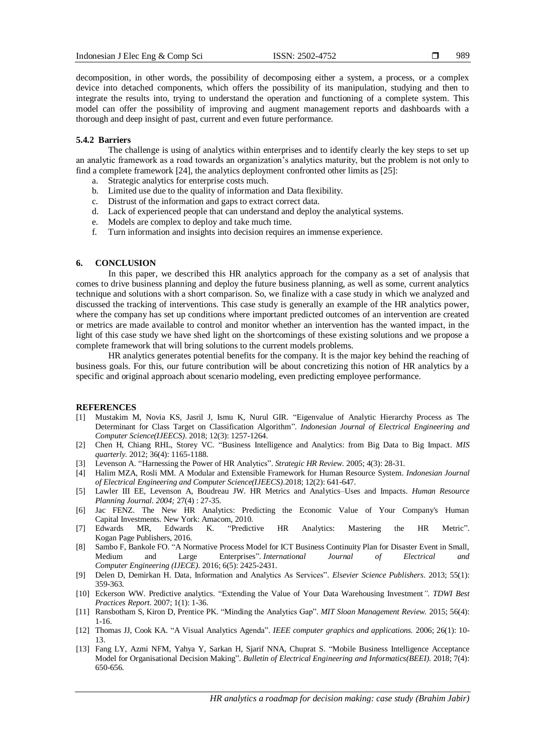decomposition, in other words, the possibility of decomposing either a system, a process, or a complex device into detached components, which offers the possibility of its manipulation, studying and then to integrate the results into, trying to understand the operation and functioning of a complete system. This model can offer the possibility of improving and augment management reports and dashboards with a thorough and deep insight of past, current and even future performance.

### 5.4.2 Barriers

The challenge is using of analytics within enterprises and to identify clearly the key steps to set up an analytic framework as a road towards an organization's analytics maturity, but the problem is not only to find a complete framework [24], the analytics deployment confronted other limits as [25]:

a. Strategic analytics for enterprise costs much.
b. Limited use due to the quality of information and Data flexibility.
c. Distrust of the information and gaps to extract correct data.
d. Lack of experienced people that can understand and deploy the analytical systems.
e. Models are complex to deploy and take much time.
f. Turn information and insights into decision requires an immense experience.

## 6. CONCLUSION

In this paper, we described this HR analytics approach for the company as a set of analysis that comes to drive business planning and deploy the future business planning, as well as some, current analytics technique and solutions with a short comparison. So, we finalize with a case study in which we analyzed and discussed the tracking of interventions. This case study is generally an example of the HR analytics power, where the company has set up conditions where important predicted outcomes of an intervention are created or metrics are made available to control and monitor whether an intervention has the wanted impact, in the light of this case study we have shed light on the shortcomings of these existing solutions and we propose a complete framework that will bring solutions to the current models problems.

HR analytics generates potential benefits for the company. It is the major key behind the reaching of business goals. For this, our future contribution will be about concretizing this notion of HR analytics by a specific and original approach about scenario modeling, even predicting employee performance.

## REFERENCES

[1] Mustakim M, Novia KS, Jasril J, Ismu K, Nurul GIR. "Eigenvalue of Analytic Hierarchy Process as The Determinant for Class Target on Classification Algorithm". *Indonesian Journal of Electrical Engineering and Computer Science(IJEECS)*. 2018; 12(3): 1257-1264.

[2] Chen H, Chiang RHL, Storey VC. "Business Intelligence and Analytics: from Big Data to Big Impact. *MIS quarterly*. 2012; 36(4): 1165-1188.

[3] Levenson A. "Harnessing the Power of HR Analytics". *Strategic HR Review*. 2005; 4(3): 28-31.

[4] Halim MZA, Rosli MM. A Modular and Extensible Framework for Human Resource System. *Indonesian Journal of Electrical Engineering and Computer Science(IJEECS)*.2018; 12(2): 641-647.

[5] Lawler III EE, Levenson A, Boudreau JW. HR Metrics and Analytics–Uses and Impacts. *Human Resource Planning Journal. 2004;* 27(4) : 27-35.

[6] Jac FENZ. The New HR Analytics: Predicting the Economic Value of Your Company's Human Capital Investments. New York: Amacom, 2010.

[7] Edwards MR, Edwards K. "Predictive HR Analytics: Mastering the HR Metric". Kogan Page Publishers, 2016.

[8] Sambo F, Bankole FO. "A Normative Process Model for ICT Business Continuity Plan for Disaster Event in Small, Medium and Large Enterprises". *International Journal of Electrical and Computer Engineering (IJECE)*. 2016; 6(5): 2425-2431.

[9] Delen D, Demirkan H. Data, Information and Analytics As Services". *Elsevier Science Publishers*. 2013; 55(1): 359-363.

[10] Eckerson WW. Predictive analytics. "Extending the Value of Your Data Warehousing Investment*". TDWI Best Practices Report*. 2007; 1(1): 1-36.

[11] Ransbotham S, Kiron D, Prentice PK. "Minding the Analytics Gap". *MIT Sloan Management Review*. 2015; 56(4): 1-16.

[12] Thomas JJ, Cook KA. "A Visual Analytics Agenda". *IEEE computer graphics and applications.* 2006; 26(1): 10-13.

[13] Fang LY, Azmi NFM, Yahya Y, Sarkan H, Sjarif NNA, Chuprat S. "Mobile Business Intelligence Acceptance Model for Organisational Decision Making". *Bulletin of Electrical Engineering and Informatics(BEEI)*. 2018; 7(4): 650-656.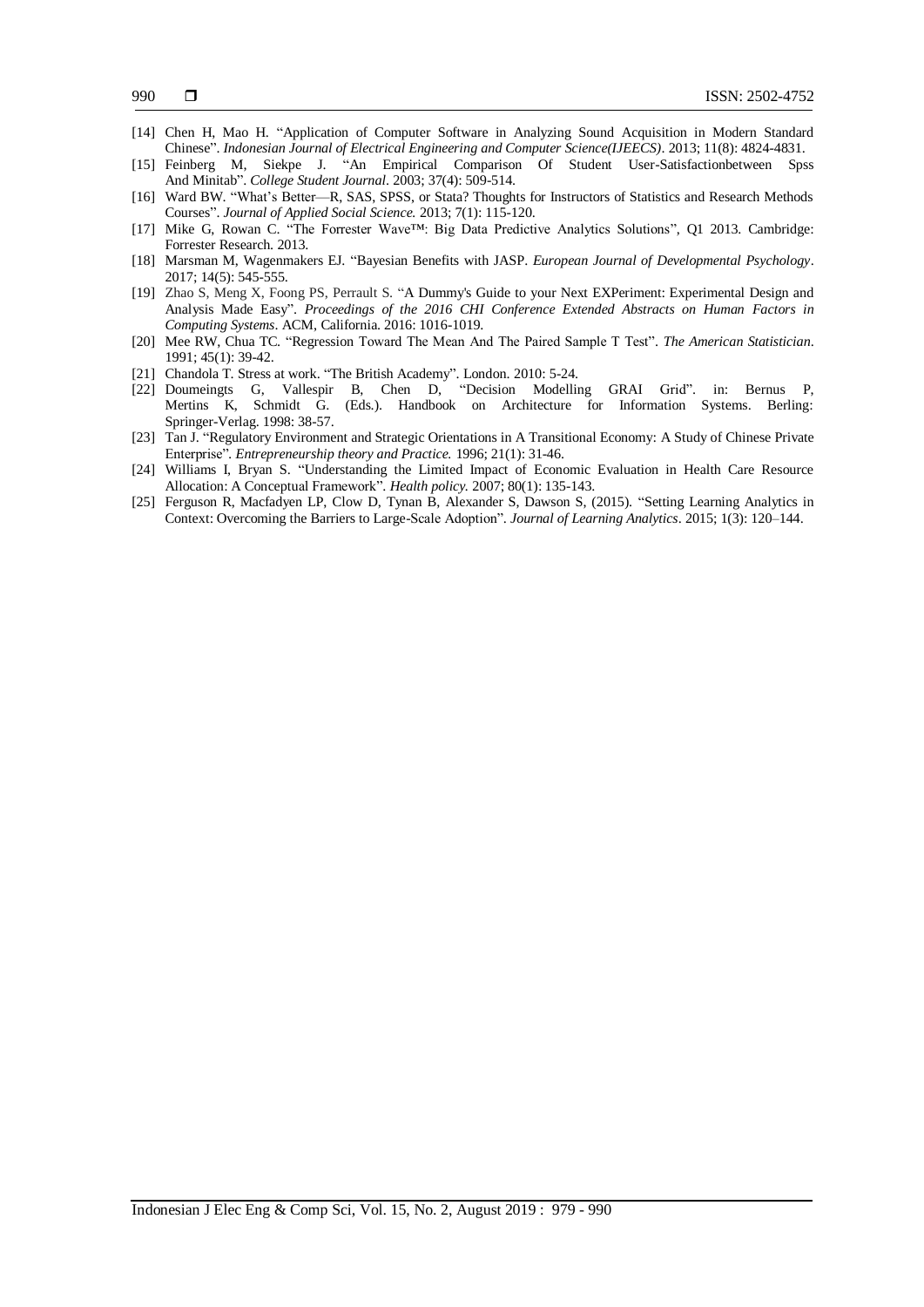[14] Chen H, Mao H. "Application of Computer Software in Analyzing Sound Acquisition in Modern Standard Chinese". *Indonesian Journal of Electrical Engineering and Computer Science(IJEECS)*. 2013; 11(8): 4824-4831.

[15] Feinberg M, Siekpe J. "An Empirical Comparison Of Student User-Satisfactionbetween Spss And Minitab". *College Student Journal*. 2003; 37(4): 509-514.

[16] Ward BW. "What's Better—R, SAS, SPSS, or Stata? Thoughts for Instructors of Statistics and Research Methods Courses". *Journal of Applied Social Science.* 2013; 7(1): 115-120.

[17] Mike G, Rowan C. "The Forrester Wave™: Big Data Predictive Analytics Solutions", Q1 2013. Cambridge: Forrester Research. 2013.

[18] Marsman M, Wagenmakers EJ. "Bayesian Benefits with JASP. *European Journal of Developmental Psychology*. 2017; 14(5): 545-555.

[19] Zhao S, Meng X, Foong PS, Perrault S. "A Dummy's Guide to your Next EXPeriment: Experimental Design and Analysis Made Easy". *Proceedings of the 2016 CHI Conference Extended Abstracts on Human Factors in Computing Systems*. ACM, California. 2016: 1016-1019.

[20] Mee RW, Chua TC. "Regression Toward The Mean And The Paired Sample T Test". *The American Statistician*. 1991; 45(1): 39-42.

[21] Chandola T. Stress at work. "The British Academy". London. 2010: 5-24.

[22] Doumeingts G, Vallespir B, Chen D, "Decision Modelling GRAI Grid". in: Bernus P, Mertins K, Schmidt G. (Eds.). Handbook on Architecture for Information Systems. Berling: Springer-Verlag. 1998: 38-57.

[23] Tan J. "Regulatory Environment and Strategic Orientations in A Transitional Economy: A Study of Chinese Private Enterprise". *Entrepreneurship theory and Practice.* 1996; 21(1): 31-46.

[24] Williams I, Bryan S. "Understanding the Limited Impact of Economic Evaluation in Health Care Resource Allocation: A Conceptual Framework". *Health policy.* 2007; 80(1): 135-143.

[25] Ferguson R, Macfadyen LP, Clow D, Tynan B, Alexander S, Dawson S, (2015). "Setting Learning Analytics in Context: Overcoming the Barriers to Large-Scale Adoption". *Journal of Learning Analytics*. 2015; 1(3): 120–144.